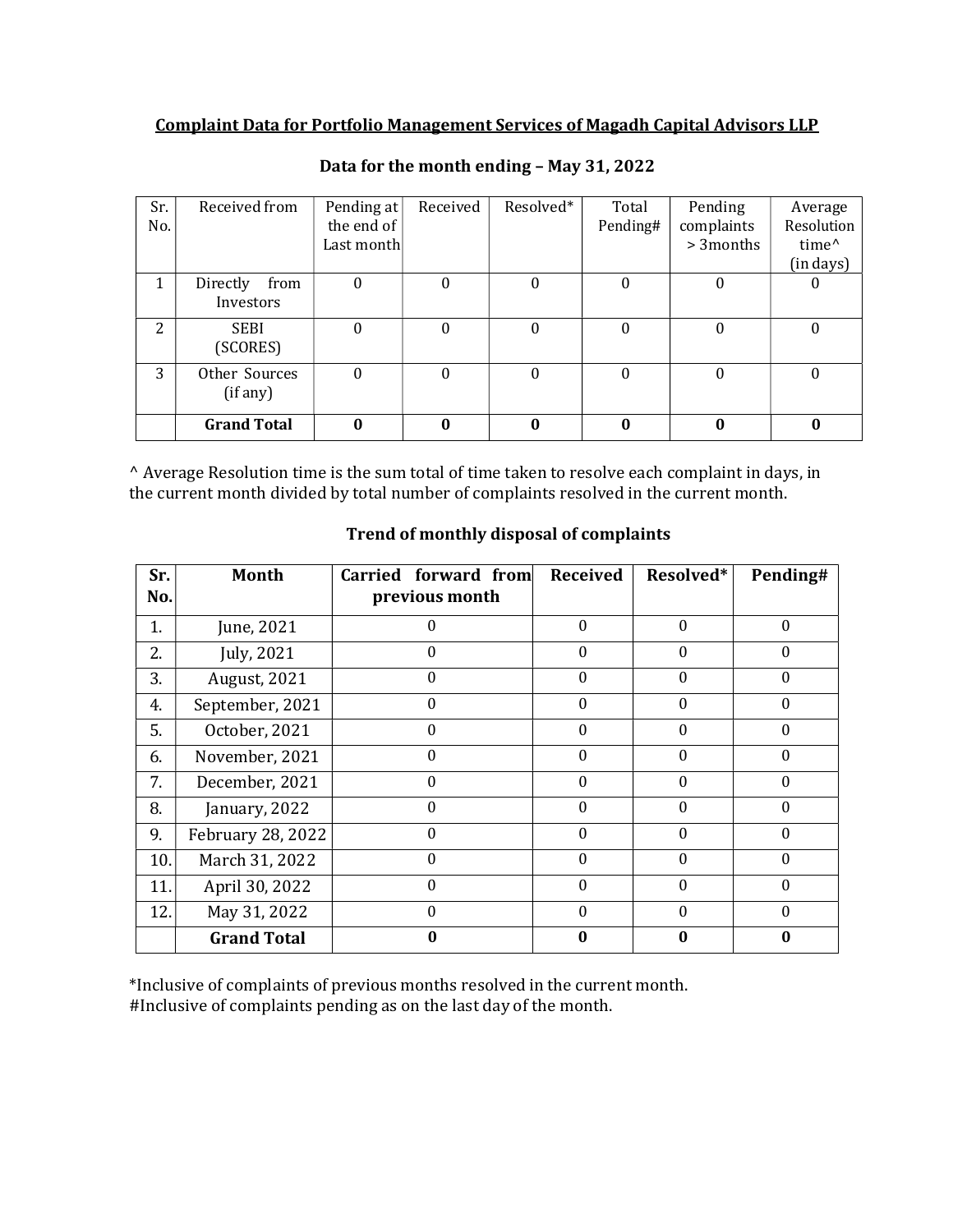## Complaint Data for Portfolio Management Services of Magadh Capital Advisors LLP

### Data for the month ending – May 31, 2022

| Sr. No. | Received from | Pending at the end of Last month | Received | Resolved* | Total Pending# | Pending complaints > 3months | Average Resolution time^ (in days) |
|---|---|---|---|---|---|---|---|
| 1 | Directly from Investors | 0 | 0 | 0 | 0 | 0 | 0 |
| 2 | SEBI (SCORES) | 0 | 0 | 0 | 0 | 0 | 0 |
| 3 | Other Sources (if any) | 0 | 0 | 0 | 0 | 0 | 0 |
| | **Grand Total** | **0** | **0** | **0** | **0** | **0** | **0** |

^ Average Resolution time is the sum total of time taken to resolve each complaint in days, in the current month divided by total number of complaints resolved in the current month.

### Trend of monthly disposal of complaints

| Sr. No. | Month | Carried forward from previous month | Received | Resolved* | Pending# |
|---|---|---|---|---|---|
| 1. | June, 2021 | 0 | 0 | 0 | 0 |
| 2. | July, 2021 | 0 | 0 | 0 | 0 |
| 3. | August, 2021 | 0 | 0 | 0 | 0 |
| 4. | September, 2021 | 0 | 0 | 0 | 0 |
| 5. | October, 2021 | 0 | 0 | 0 | 0 |
| 6. | November, 2021 | 0 | 0 | 0 | 0 |
| 7. | December, 2021 | 0 | 0 | 0 | 0 |
| 8. | January, 2022 | 0 | 0 | 0 | 0 |
| 9. | February 28, 2022 | 0 | 0 | 0 | 0 |
| 10. | March 31, 2022 | 0 | 0 | 0 | 0 |
| 11. | April 30, 2022 | 0 | 0 | 0 | 0 |
| 12. | May 31, 2022 | 0 | 0 | 0 | 0 |
| | **Grand Total** | **0** | **0** | **0** | **0** |

*Inclusive of complaints of previous months resolved in the current month.
#Inclusive of complaints pending as on the last day of the month.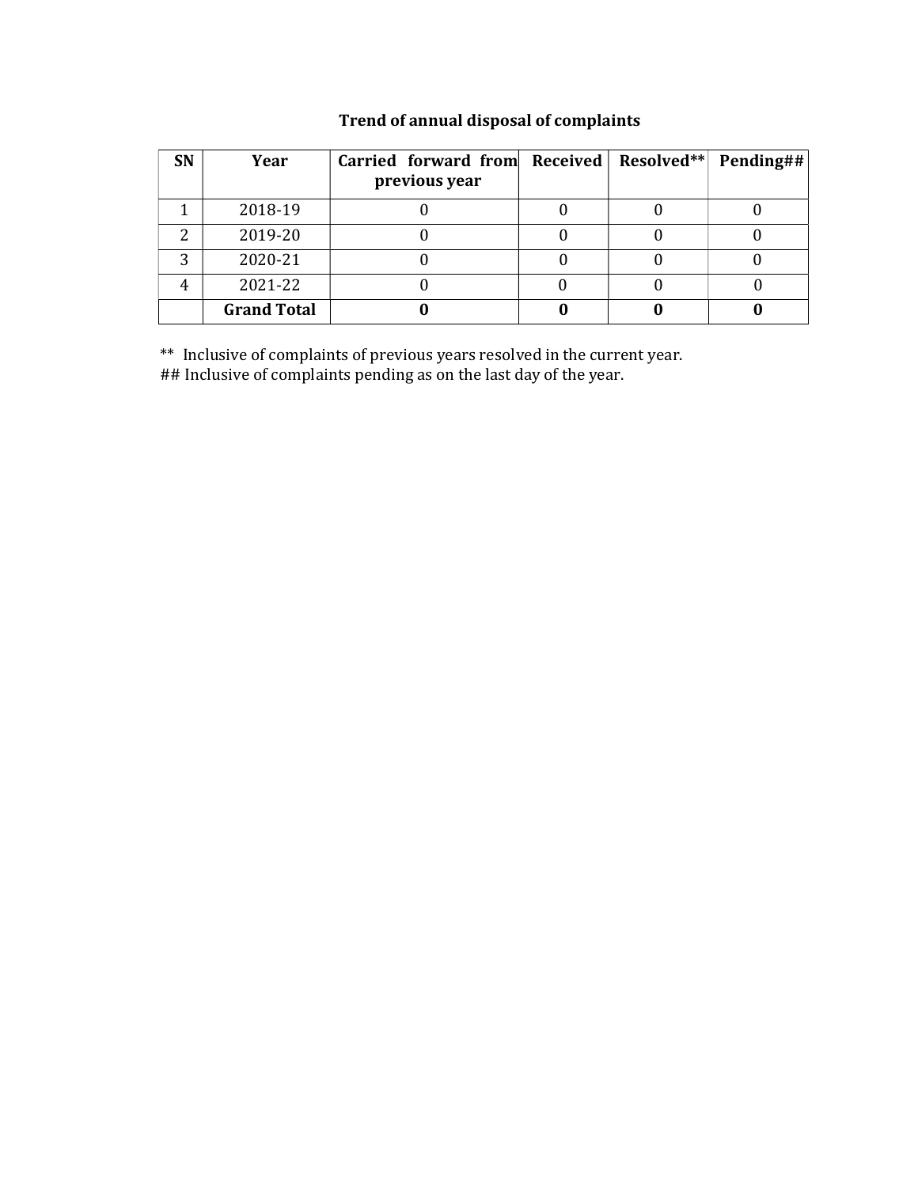## Trend of annual disposal of complaints

| SN | Year | Carried forward from previous year | Received | Resolved** | Pending## |
|---|---|---|---|---|---|
| 1 | 2018-19 | 0 | 0 | 0 | 0 |
| 2 | 2019-20 | 0 | 0 | 0 | 0 |
| 3 | 2020-21 | 0 | 0 | 0 | 0 |
| 4 | 2021-22 | 0 | 0 | 0 | 0 |
| | **Grand Total** | **0** | **0** | **0** | **0** |

** Inclusive of complaints of previous years resolved in the current year.
## Inclusive of complaints pending as on the last day of the year.